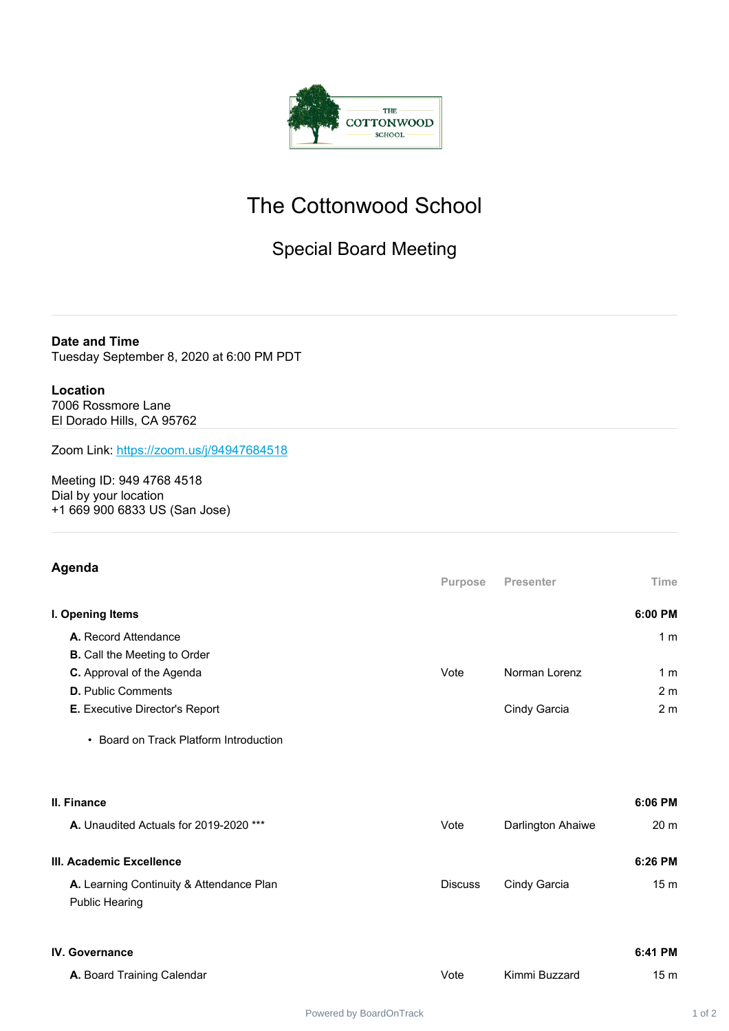# The Cottonwood School

## Special Board Meeting

**Date and Time**
Tuesday September 8, 2020 at 6:00 PM PDT

**Location**
7006 Rossmore Lane
El Dorado Hills, CA 95762

Zoom Link: https://zoom.us/j/94947684518

Meeting ID: 949 4768 4518
Dial by your location
+1 669 900 6833 US (San Jose)

## Agenda

| | Purpose | Presenter | Time |
|---|---|---|---|
| **I. Opening Items** | | | **6:00 PM** |
| **A.** Record Attendance | | | 1 m |
| **B.** Call the Meeting to Order | | | |
| **C.** Approval of the Agenda | Vote | Norman Lorenz | 1 m |
| **D.** Public Comments | | | 2 m |
| **E.** Executive Director's Report | | Cindy Garcia | 2 m |
| • Board on Track Platform Introduction | | | |
| **II. Finance** | | | **6:06 PM** |
| **A.** Unaudited Actuals for 2019-2020 *** | Vote | Darlington Ahaiwe | 20 m |
| **III. Academic Excellence** | | | **6:26 PM** |
| **A.** Learning Continuity & Attendance Plan Public Hearing | Discuss | Cindy Garcia | 15 m |
| **IV. Governance** | | | **6:41 PM** |
| **A.** Board Training Calendar | Vote | Kimmi Buzzard | 15 m |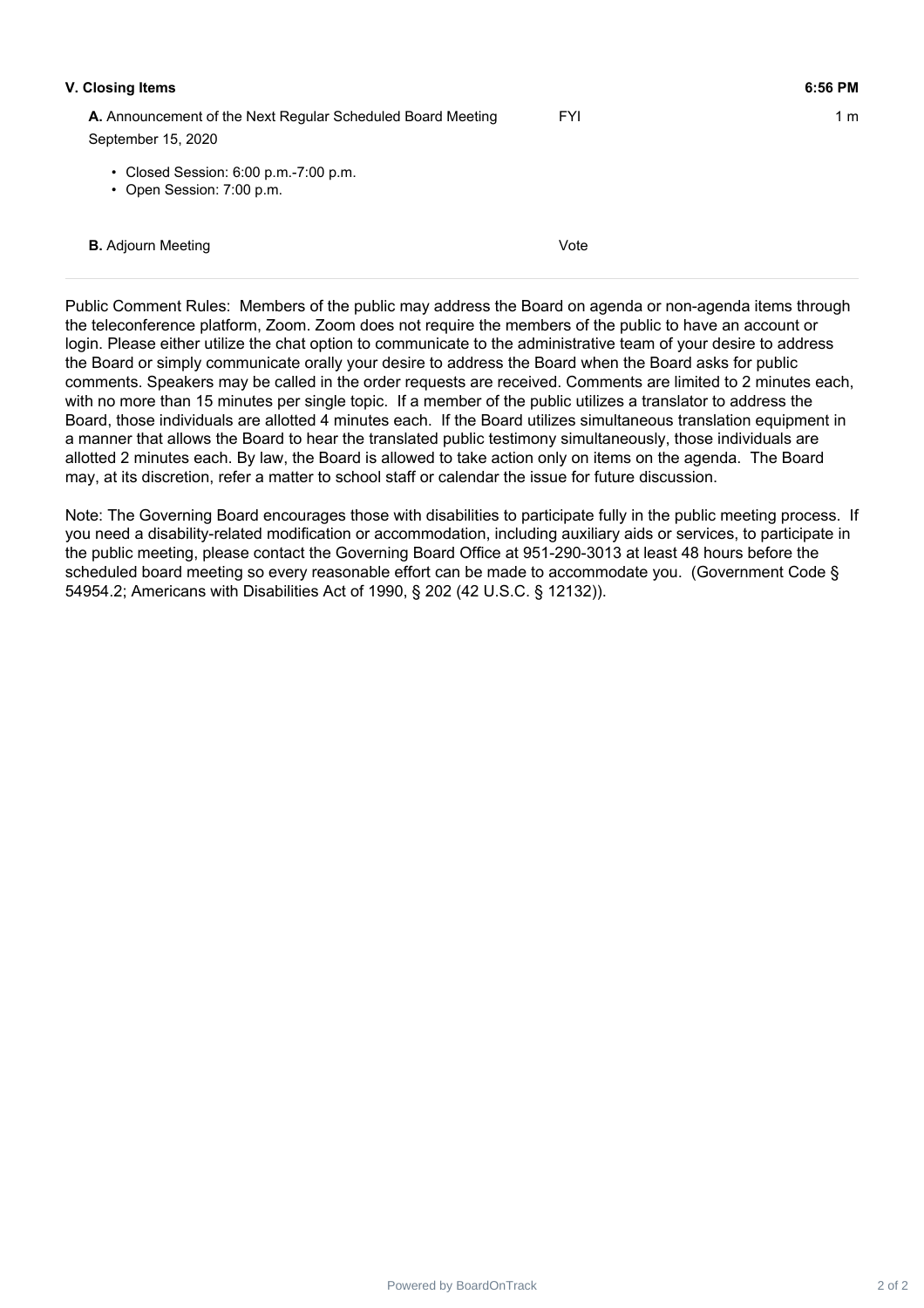## V. Closing Items — 6:56 PM

**A.** Announcement of the Next Regular Scheduled Board Meeting — FYI — 1 m

September 15, 2020

- Closed Session: 6:00 p.m.-7:00 p.m.
- Open Session: 7:00 p.m.

**B.** Adjourn Meeting — Vote

Public Comment Rules: Members of the public may address the Board on agenda or non-agenda items through the teleconference platform, Zoom. Zoom does not require the members of the public to have an account or login. Please either utilize the chat option to communicate to the administrative team of your desire to address the Board or simply communicate orally your desire to address the Board when the Board asks for public comments. Speakers may be called in the order requests are received. Comments are limited to 2 minutes each, with no more than 15 minutes per single topic. If a member of the public utilizes a translator to address the Board, those individuals are allotted 4 minutes each. If the Board utilizes simultaneous translation equipment in a manner that allows the Board to hear the translated public testimony simultaneously, those individuals are allotted 2 minutes each. By law, the Board is allowed to take action only on items on the agenda. The Board may, at its discretion, refer a matter to school staff or calendar the issue for future discussion.

Note: The Governing Board encourages those with disabilities to participate fully in the public meeting process. If you need a disability-related modification or accommodation, including auxiliary aids or services, to participate in the public meeting, please contact the Governing Board Office at 951-290-3013 at least 48 hours before the scheduled board meeting so every reasonable effort can be made to accommodate you. (Government Code § 54954.2; Americans with Disabilities Act of 1990, § 202 (42 U.S.C. § 12132)).

Powered by BoardOnTrack